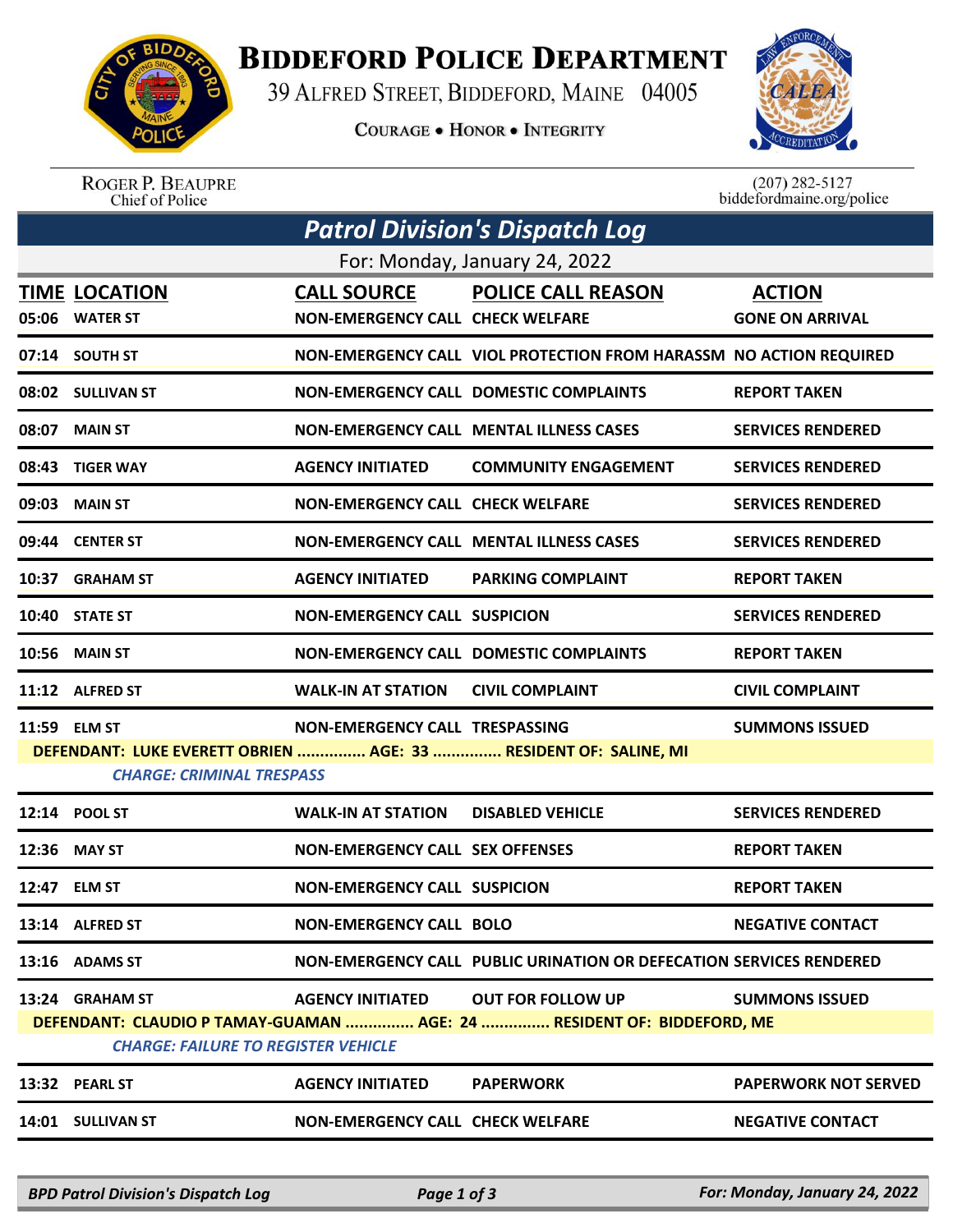# BIDDEFORD POLICE DEPARTMENT

39 ALFRED STREET, BIDDEFORD, MAINE 04005

COURAGE • HONOR • INTEGRITY

ROGER P. BEAUPRE
Chief of Police

(207) 282-5127
biddefordmaine.org/police

## Patrol Division's Dispatch Log

For: Monday, January 24, 2022

| TIME | LOCATION | CALL SOURCE | POLICE CALL REASON | ACTION |
|---|---|---|---|---|
| 05:06 | WATER ST | NON-EMERGENCY CALL | CHECK WELFARE | GONE ON ARRIVAL |
| 07:14 | SOUTH ST | NON-EMERGENCY CALL | VIOL PROTECTION FROM HARASSM | NO ACTION REQUIRED |
| 08:02 | SULLIVAN ST | NON-EMERGENCY CALL | DOMESTIC COMPLAINTS | REPORT TAKEN |
| 08:07 | MAIN ST | NON-EMERGENCY CALL | MENTAL ILLNESS CASES | SERVICES RENDERED |
| 08:43 | TIGER WAY | AGENCY INITIATED | COMMUNITY ENGAGEMENT | SERVICES RENDERED |
| 09:03 | MAIN ST | NON-EMERGENCY CALL | CHECK WELFARE | SERVICES RENDERED |
| 09:44 | CENTER ST | NON-EMERGENCY CALL | MENTAL ILLNESS CASES | SERVICES RENDERED |
| 10:37 | GRAHAM ST | AGENCY INITIATED | PARKING COMPLAINT | REPORT TAKEN |
| 10:40 | STATE ST | NON-EMERGENCY CALL | SUSPICION | SERVICES RENDERED |
| 10:56 | MAIN ST | NON-EMERGENCY CALL | DOMESTIC COMPLAINTS | REPORT TAKEN |
| 11:12 | ALFRED ST | WALK-IN AT STATION | CIVIL COMPLAINT | CIVIL COMPLAINT |
| 11:59 | ELM ST | NON-EMERGENCY CALL | TRESPASSING | SUMMONS ISSUED |
| | DEFENDANT: LUKE EVERETT OBRIEN ............... AGE: 33 ............... RESIDENT OF: SALINE, MI | | | |
| | *CHARGE: CRIMINAL TRESPASS* | | | |
| 12:14 | POOL ST | WALK-IN AT STATION | DISABLED VEHICLE | SERVICES RENDERED |
| 12:36 | MAY ST | NON-EMERGENCY CALL | SEX OFFENSES | REPORT TAKEN |
| 12:47 | ELM ST | NON-EMERGENCY CALL | SUSPICION | REPORT TAKEN |
| 13:14 | ALFRED ST | NON-EMERGENCY CALL | BOLO | NEGATIVE CONTACT |
| 13:16 | ADAMS ST | NON-EMERGENCY CALL | PUBLIC URINATION OR DEFECATION | SERVICES RENDERED |
| 13:24 | GRAHAM ST | AGENCY INITIATED | OUT FOR FOLLOW UP | SUMMONS ISSUED |
| | DEFENDANT: CLAUDIO P TAMAY-GUAMAN ............... AGE: 24 ............... RESIDENT OF: BIDDEFORD, ME | | | |
| | *CHARGE: FAILURE TO REGISTER VEHICLE* | | | |
| 13:32 | PEARL ST | AGENCY INITIATED | PAPERWORK | PAPERWORK NOT SERVED |
| 14:01 | SULLIVAN ST | NON-EMERGENCY CALL | CHECK WELFARE | NEGATIVE CONTACT |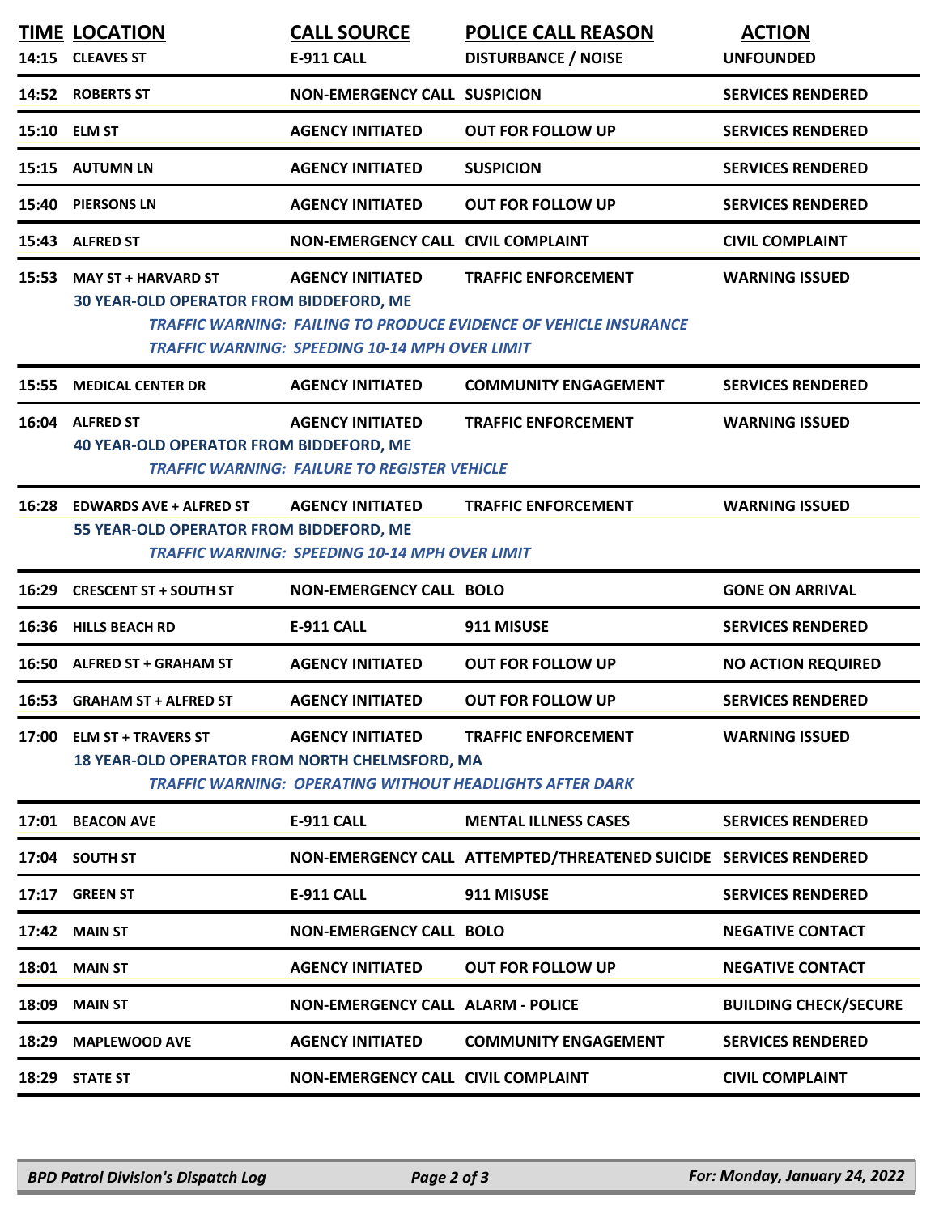| TIME | LOCATION | CALL SOURCE | POLICE CALL REASON | ACTION |
|---|---|---|---|---|
| 14:15 | CLEAVES ST | E-911 CALL | DISTURBANCE / NOISE | UNFOUNDED |
| 14:52 | ROBERTS ST | NON-EMERGENCY CALL | SUSPICION | SERVICES RENDERED |
| 15:10 | ELM ST | AGENCY INITIATED | OUT FOR FOLLOW UP | SERVICES RENDERED |
| 15:15 | AUTUMN LN | AGENCY INITIATED | SUSPICION | SERVICES RENDERED |
| 15:40 | PIERSONS LN | AGENCY INITIATED | OUT FOR FOLLOW UP | SERVICES RENDERED |
| 15:43 | ALFRED ST | NON-EMERGENCY CALL | CIVIL COMPLAINT | CIVIL COMPLAINT |
| 15:53 | MAY ST + HARVARD ST<br>30 YEAR-OLD OPERATOR FROM BIDDEFORD, ME<br>*TRAFFIC WARNING: FAILING TO PRODUCE EVIDENCE OF VEHICLE INSURANCE*<br>*TRAFFIC WARNING: SPEEDING 10-14 MPH OVER LIMIT* | AGENCY INITIATED | TRAFFIC ENFORCEMENT | WARNING ISSUED |
| 15:55 | MEDICAL CENTER DR | AGENCY INITIATED | COMMUNITY ENGAGEMENT | SERVICES RENDERED |
| 16:04 | ALFRED ST<br>40 YEAR-OLD OPERATOR FROM BIDDEFORD, ME<br>*TRAFFIC WARNING: FAILURE TO REGISTER VEHICLE* | AGENCY INITIATED | TRAFFIC ENFORCEMENT | WARNING ISSUED |
| 16:28 | EDWARDS AVE + ALFRED ST<br>55 YEAR-OLD OPERATOR FROM BIDDEFORD, ME<br>*TRAFFIC WARNING: SPEEDING 10-14 MPH OVER LIMIT* | AGENCY INITIATED | TRAFFIC ENFORCEMENT | WARNING ISSUED |
| 16:29 | CRESCENT ST + SOUTH ST | NON-EMERGENCY CALL | BOLO | GONE ON ARRIVAL |
| 16:36 | HILLS BEACH RD | E-911 CALL | 911 MISUSE | SERVICES RENDERED |
| 16:50 | ALFRED ST + GRAHAM ST | AGENCY INITIATED | OUT FOR FOLLOW UP | NO ACTION REQUIRED |
| 16:53 | GRAHAM ST + ALFRED ST | AGENCY INITIATED | OUT FOR FOLLOW UP | SERVICES RENDERED |
| 17:00 | ELM ST + TRAVERS ST<br>18 YEAR-OLD OPERATOR FROM NORTH CHELMSFORD, MA<br>*TRAFFIC WARNING: OPERATING WITHOUT HEADLIGHTS AFTER DARK* | AGENCY INITIATED | TRAFFIC ENFORCEMENT | WARNING ISSUED |
| 17:01 | BEACON AVE | E-911 CALL | MENTAL ILLNESS CASES | SERVICES RENDERED |
| 17:04 | SOUTH ST | NON-EMERGENCY CALL | ATTEMPTED/THREATENED SUICIDE | SERVICES RENDERED |
| 17:17 | GREEN ST | E-911 CALL | 911 MISUSE | SERVICES RENDERED |
| 17:42 | MAIN ST | NON-EMERGENCY CALL | BOLO | NEGATIVE CONTACT |
| 18:01 | MAIN ST | AGENCY INITIATED | OUT FOR FOLLOW UP | NEGATIVE CONTACT |
| 18:09 | MAIN ST | NON-EMERGENCY CALL | ALARM - POLICE | BUILDING CHECK/SECURE |
| 18:29 | MAPLEWOOD AVE | AGENCY INITIATED | COMMUNITY ENGAGEMENT | SERVICES RENDERED |
| 18:29 | STATE ST | NON-EMERGENCY CALL | CIVIL COMPLAINT | CIVIL COMPLAINT |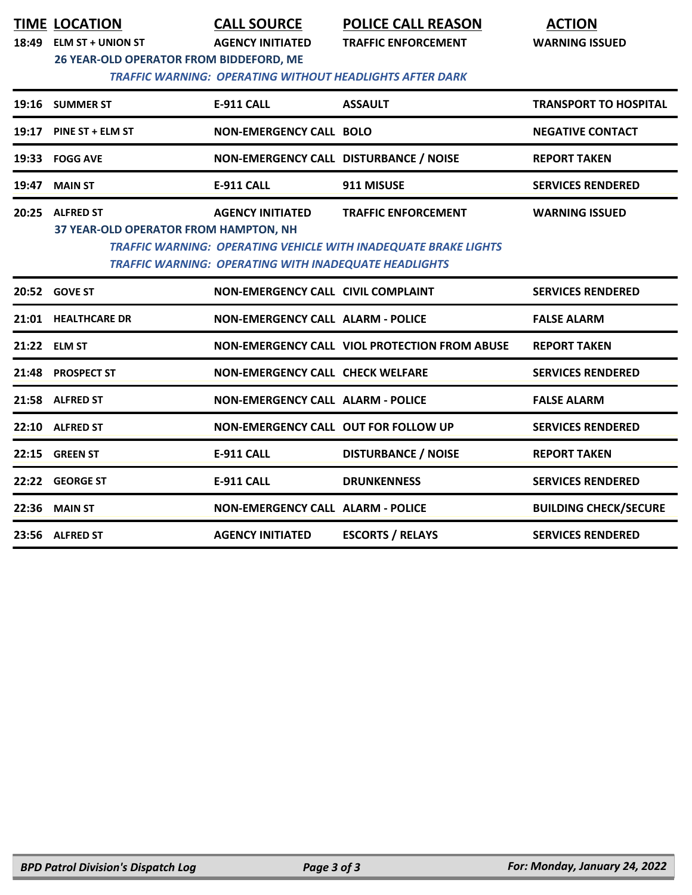| TIME | LOCATION | CALL SOURCE | POLICE CALL REASON | ACTION |
|---|---|---|---|---|
| 18:49 | ELM ST + UNION ST | AGENCY INITIATED | TRAFFIC ENFORCEMENT | WARNING ISSUED |
| | 26 YEAR-OLD OPERATOR FROM BIDDEFORD, ME | | | |
| | *TRAFFIC WARNING: OPERATING WITHOUT HEADLIGHTS AFTER DARK* | | | |
| 19:16 | SUMMER ST | E-911 CALL | ASSAULT | TRANSPORT TO HOSPITAL |
| 19:17 | PINE ST + ELM ST | NON-EMERGENCY CALL | BOLO | NEGATIVE CONTACT |
| 19:33 | FOGG AVE | NON-EMERGENCY CALL | DISTURBANCE / NOISE | REPORT TAKEN |
| 19:47 | MAIN ST | E-911 CALL | 911 MISUSE | SERVICES RENDERED |
| 20:25 | ALFRED ST | AGENCY INITIATED | TRAFFIC ENFORCEMENT | WARNING ISSUED |
| | 37 YEAR-OLD OPERATOR FROM HAMPTON, NH | | | |
| | *TRAFFIC WARNING: OPERATING VEHICLE WITH INADEQUATE BRAKE LIGHTS* | | | |
| | *TRAFFIC WARNING: OPERATING WITH INADEQUATE HEADLIGHTS* | | | |
| 20:52 | GOVE ST | NON-EMERGENCY CALL | CIVIL COMPLAINT | SERVICES RENDERED |
| 21:01 | HEALTHCARE DR | NON-EMERGENCY CALL | ALARM - POLICE | FALSE ALARM |
| 21:22 | ELM ST | NON-EMERGENCY CALL | VIOL PROTECTION FROM ABUSE | REPORT TAKEN |
| 21:48 | PROSPECT ST | NON-EMERGENCY CALL | CHECK WELFARE | SERVICES RENDERED |
| 21:58 | ALFRED ST | NON-EMERGENCY CALL | ALARM - POLICE | FALSE ALARM |
| 22:10 | ALFRED ST | NON-EMERGENCY CALL | OUT FOR FOLLOW UP | SERVICES RENDERED |
| 22:15 | GREEN ST | E-911 CALL | DISTURBANCE / NOISE | REPORT TAKEN |
| 22:22 | GEORGE ST | E-911 CALL | DRUNKENNESS | SERVICES RENDERED |
| 22:36 | MAIN ST | NON-EMERGENCY CALL | ALARM - POLICE | BUILDING CHECK/SECURE |
| 23:56 | ALFRED ST | AGENCY INITIATED | ESCORTS / RELAYS | SERVICES RENDERED |